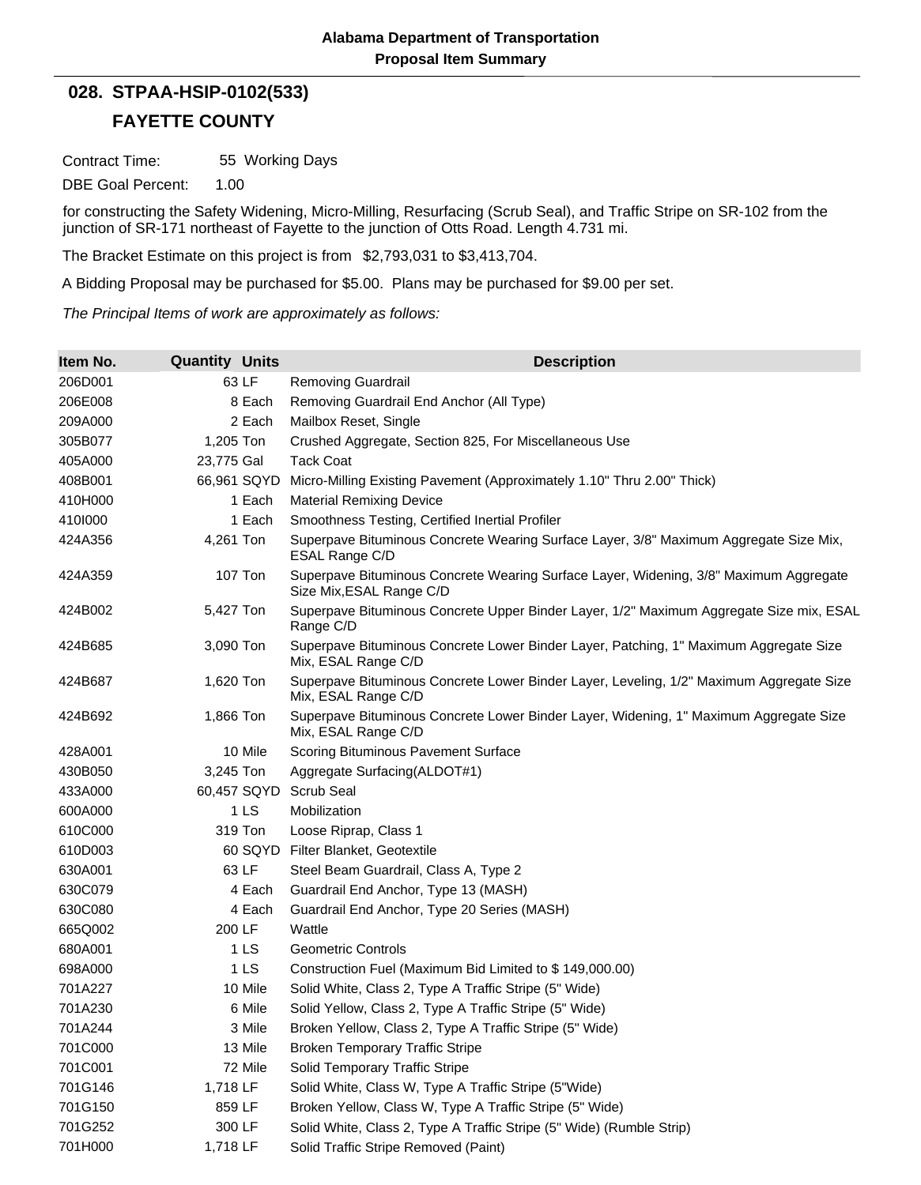**Alabama Department of Transportation**
**Proposal Item Summary**

## 028. STPAA-HSIP-0102(533)

## FAYETTE COUNTY

Contract Time: 55 Working Days

DBE Goal Percent: 1.00

for constructing the Safety Widening, Micro-Milling, Resurfacing (Scrub Seal), and Traffic Stripe on SR-102 from the junction of SR-171 northeast of Fayette to the junction of Otts Road. Length 4.731 mi.

The Bracket Estimate on this project is from $2,793,031 to $3,413,704.

A Bidding Proposal may be purchased for $5.00. Plans may be purchased for $9.00 per set.

*The Principal Items of work are approximately as follows:*

| Item No. | Quantity | Units | Description |
|---|---|---|---|
| 206D001 | 63 | LF | Removing Guardrail |
| 206E008 | 8 | Each | Removing Guardrail End Anchor (All Type) |
| 209A000 | 2 | Each | Mailbox Reset, Single |
| 305B077 | 1,205 | Ton | Crushed Aggregate, Section 825, For Miscellaneous Use |
| 405A000 | 23,775 | Gal | Tack Coat |
| 408B001 | 66,961 | SQYD | Micro-Milling Existing Pavement (Approximately 1.10" Thru 2.00" Thick) |
| 410H000 | 1 | Each | Material Remixing Device |
| 410I000 | 1 | Each | Smoothness Testing, Certified Inertial Profiler |
| 424A356 | 4,261 | Ton | Superpave Bituminous Concrete Wearing Surface Layer, 3/8" Maximum Aggregate Size Mix, ESAL Range C/D |
| 424A359 | 107 | Ton | Superpave Bituminous Concrete Wearing Surface Layer, Widening, 3/8" Maximum Aggregate Size Mix,ESAL Range C/D |
| 424B002 | 5,427 | Ton | Superpave Bituminous Concrete Upper Binder Layer, 1/2" Maximum Aggregate Size mix, ESAL Range C/D |
| 424B685 | 3,090 | Ton | Superpave Bituminous Concrete Lower Binder Layer, Patching, 1" Maximum Aggregate Size Mix, ESAL Range C/D |
| 424B687 | 1,620 | Ton | Superpave Bituminous Concrete Lower Binder Layer, Leveling, 1/2" Maximum Aggregate Size Mix, ESAL Range C/D |
| 424B692 | 1,866 | Ton | Superpave Bituminous Concrete Lower Binder Layer, Widening, 1" Maximum Aggregate Size Mix, ESAL Range C/D |
| 428A001 | 10 | Mile | Scoring Bituminous Pavement Surface |
| 430B050 | 3,245 | Ton | Aggregate Surfacing(ALDOT#1) |
| 433A000 | 60,457 | SQYD | Scrub Seal |
| 600A000 | 1 | LS | Mobilization |
| 610C000 | 319 | Ton | Loose Riprap, Class 1 |
| 610D003 | 60 | SQYD | Filter Blanket, Geotextile |
| 630A001 | 63 | LF | Steel Beam Guardrail, Class A, Type 2 |
| 630C079 | 4 | Each | Guardrail End Anchor, Type 13 (MASH) |
| 630C080 | 4 | Each | Guardrail End Anchor, Type 20 Series (MASH) |
| 665Q002 | 200 | LF | Wattle |
| 680A001 | 1 | LS | Geometric Controls |
| 698A000 | 1 | LS | Construction Fuel (Maximum Bid Limited to $ 149,000.00) |
| 701A227 | 10 | Mile | Solid White, Class 2, Type A Traffic Stripe (5" Wide) |
| 701A230 | 6 | Mile | Solid Yellow, Class 2, Type A Traffic Stripe (5" Wide) |
| 701A244 | 3 | Mile | Broken Yellow, Class 2, Type A Traffic Stripe (5" Wide) |
| 701C000 | 13 | Mile | Broken Temporary Traffic Stripe |
| 701C001 | 72 | Mile | Solid Temporary Traffic Stripe |
| 701G146 | 1,718 | LF | Solid White, Class W, Type A Traffic Stripe (5"Wide) |
| 701G150 | 859 | LF | Broken Yellow, Class W, Type A Traffic Stripe (5" Wide) |
| 701G252 | 300 | LF | Solid White, Class 2, Type A Traffic Stripe (5" Wide) (Rumble Strip) |
| 701H000 | 1,718 | LF | Solid Traffic Stripe Removed (Paint) |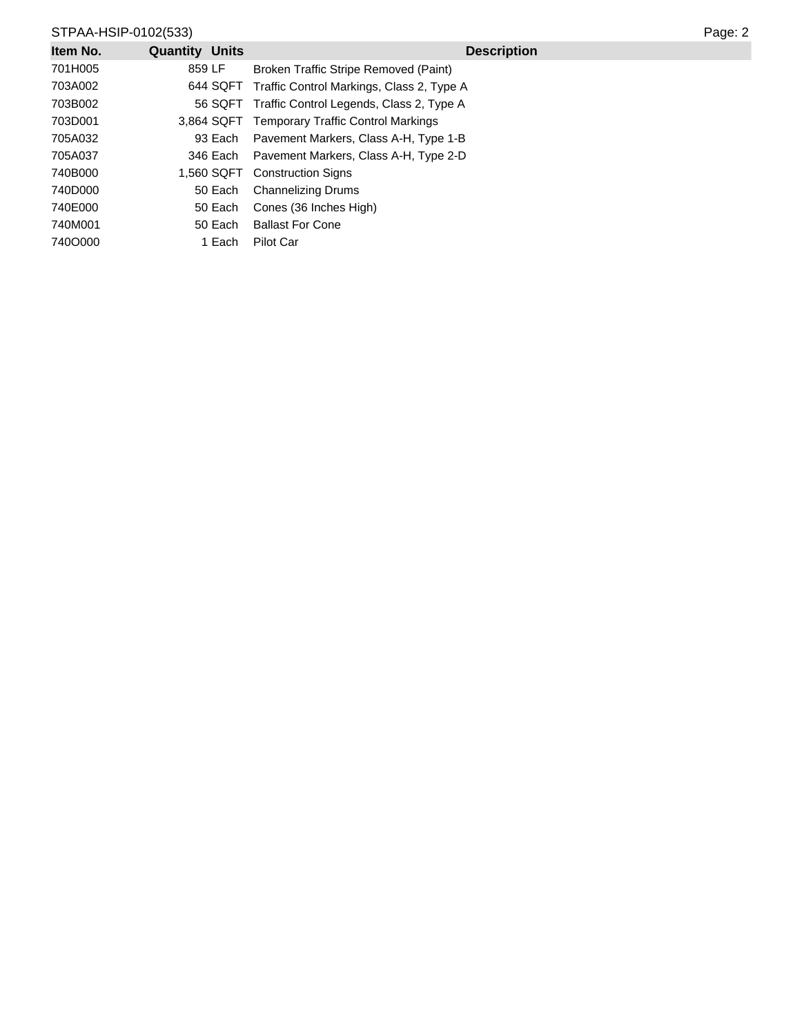| Item No. | Quantity | Units | Description |
|---|---|---|---|
| 701H005 | 859 | LF | Broken Traffic Stripe Removed (Paint) |
| 703A002 | 644 | SQFT | Traffic Control Markings, Class 2, Type A |
| 703B002 | 56 | SQFT | Traffic Control Legends, Class 2, Type A |
| 703D001 | 3,864 | SQFT | Temporary Traffic Control Markings |
| 705A032 | 93 | Each | Pavement Markers, Class A-H, Type 1-B |
| 705A037 | 346 | Each | Pavement Markers, Class A-H, Type 2-D |
| 740B000 | 1,560 | SQFT | Construction Signs |
| 740D000 | 50 | Each | Channelizing Drums |
| 740E000 | 50 | Each | Cones (36 Inches High) |
| 740M001 | 50 | Each | Ballast For Cone |
| 740O000 | 1 | Each | Pilot Car |